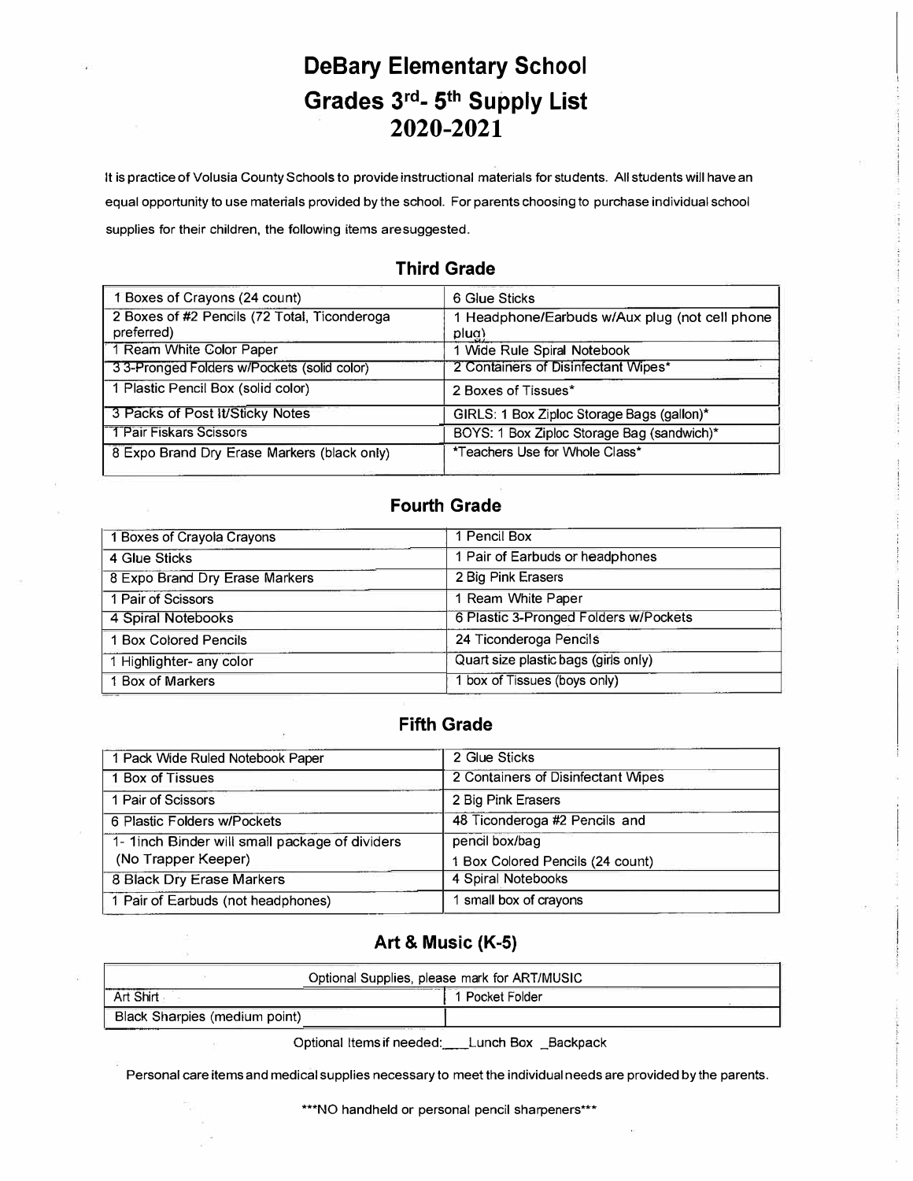# DeBary Elementary School

# Grades 3rd- 5th Supply List

# 2020-2021

It is practice of Volusia County Schools to provide instructional materials for students. All students will have an equal opportunity to use materials provided by the school. For parents choosing to purchase individual school supplies for their children, the following items aresuggested.

## Third Grade

| | |
|---|---|
| 1 Boxes of Crayons (24 count) | 6 Glue Sticks |
| 2 Boxes of #2 Pencils (72 Total, Ticonderoga preferred) | 1 Headphone/Earbuds w/Aux plug (not cell phone plug) |
| 1 Ream White Color Paper | 1 Wide Rule Spiral Notebook |
| 3 3-Pronged Folders w/Pockets (solid color) | 2 Containers of Disinfectant Wipes* |
| 1 Plastic Pencil Box (solid color) | 2 Boxes of Tissues* |
| 3 Packs of Post It/Sticky Notes | GIRLS: 1 Box Ziploc Storage Bags (gallon)* |
| 1 Pair Fiskars Scissors | BOYS: 1 Box Ziploc Storage Bag (sandwich)* |
| 8 Expo Brand Dry Erase Markers (black only) | *Teachers Use for Whole Class* |

## Fourth Grade

| | |
|---|---|
| 1 Boxes of Crayola Crayons | 1 Pencil Box |
| 4 Glue Sticks | 1 Pair of Earbuds or headphones |
| 8 Expo Brand Dry Erase Markers | 2 Big Pink Erasers |
| 1 Pair of Scissors | 1 Ream White Paper |
| 4 Spiral Notebooks | 6 Plastic 3-Pronged Folders w/Pockets |
| 1 Box Colored Pencils | 24 Ticonderoga Pencils |
| 1 Highlighter- any color | Quart size plastic bags (girls only) |
| 1 Box of Markers | 1 box of Tissues (boys only) |

## Fifth Grade

| | |
|---|---|
| 1 Pack Wide Ruled Notebook Paper | 2 Glue Sticks |
| 1 Box of Tissues | 2 Containers of Disinfectant Wipes |
| 1 Pair of Scissors | 2 Big Pink Erasers |
| 6 Plastic Folders w/Pockets | 48 Ticonderoga #2 Pencils and |
| 1- 1inch Binder will small package of dividers (No Trapper Keeper) | pencil box/bag<br>1 Box Colored Pencils (24 count) |
| 8 Black Dry Erase Markers | 4 Spiral Notebooks |
| 1 Pair of Earbuds (not headphones) | 1 small box of crayons |

## Art & Music (K-5)

| Optional Supplies, please mark for ART/MUSIC | |
|---|---|
| Art Shirt | 1 Pocket Folder |
| Black Sharpies (medium point) | |

Optional Items if needed:___Lunch Box _Backpack

Personal care items and medical supplies necessary to meet the individual needs are provided by the parents.

***NO handheld or personal pencil sharpeners***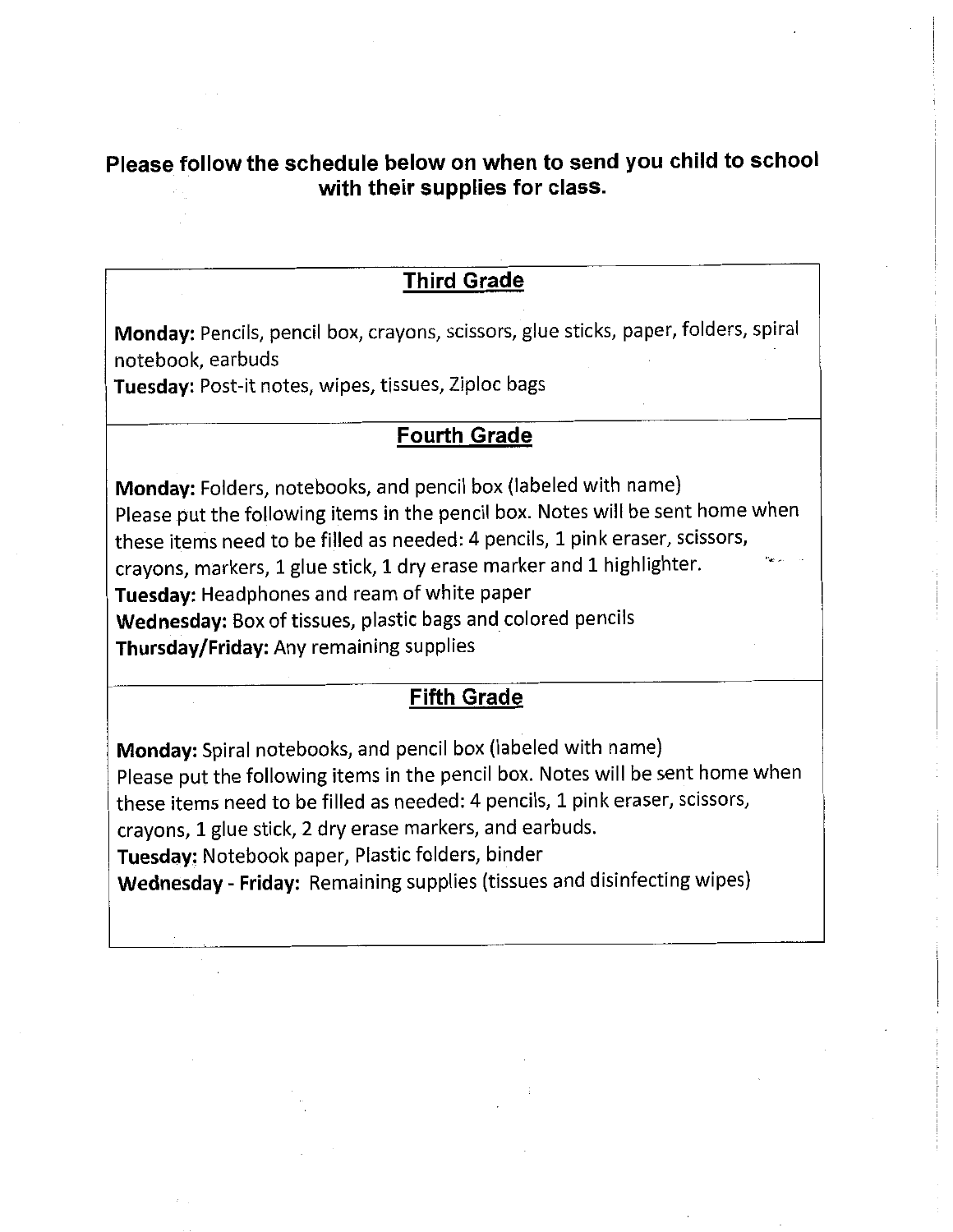**Please follow the schedule below on when to send you child to school with their supplies for class.**

## Third Grade

**Monday:** Pencils, pencil box, crayons, scissors, glue sticks, paper, folders, spiral notebook, earbuds
**Tuesday:** Post-it notes, wipes, tissues, Ziploc bags

## Fourth Grade

**Monday:** Folders, notebooks, and pencil box (labeled with name)
Please put the following items in the pencil box. Notes will be sent home when these items need to be filled as needed: 4 pencils, 1 pink eraser, scissors, crayons, markers, 1 glue stick, 1 dry erase marker and 1 highlighter.
**Tuesday:** Headphones and ream of white paper
**Wednesday:** Box of tissues, plastic bags and colored pencils
**Thursday/Friday:** Any remaining supplies

## Fifth Grade

**Monday:** Spiral notebooks, and pencil box (labeled with name)
Please put the following items in the pencil box. Notes will be sent home when these items need to be filled as needed: 4 pencils, 1 pink eraser, scissors, crayons, 1 glue stick, 2 dry erase markers, and earbuds.
**Tuesday:** Notebook paper, Plastic folders, binder
**Wednesday - Friday:** Remaining supplies (tissues and disinfecting wipes)